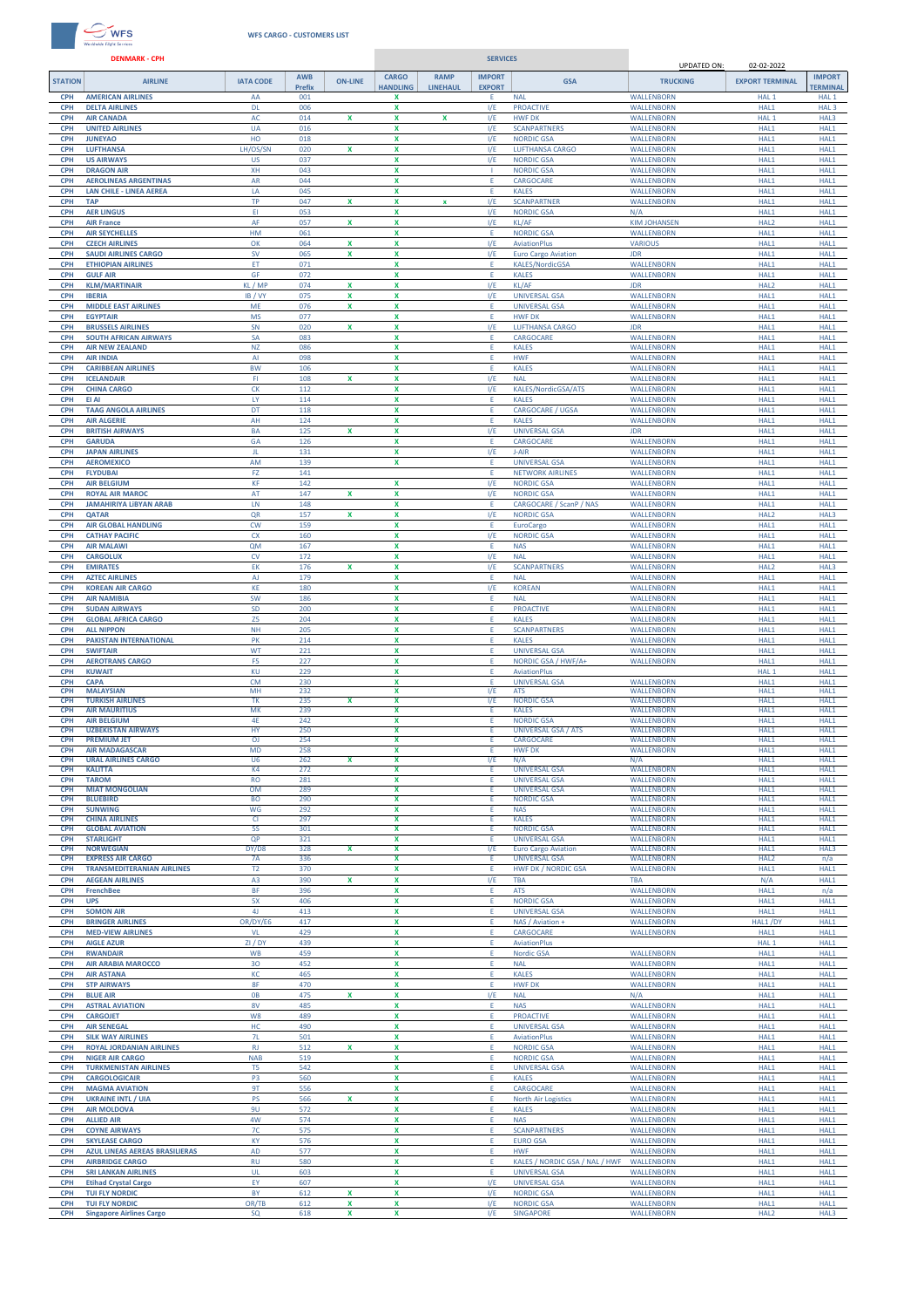**WFS CARGO - CUSTOMERS LIST**

**DENMARK - CPH**

UPDATED ON: 02-02-2022

| STATION | AIRLINE | IATA CODE | AWB Prefix | ON-LINE | CARGO HANDLING | RAMP LINEHAUL | IMPORT EXPORT | GSA | TRUCKING | EXPORT TERMINAL | IMPORT TERMINAL |
|---|---|---|---|---|---|---|---|---|---|---|---|
| CPH | AMERICAN AIRLINES | AA | 001 | | X | | E | NAL | WALLENBORN | HAL 1 | HAL 1 |
| CPH | DELTA AIRLINES | DL | 006 | | X | | I/E | PROACTIVE | WALLENBORN | HAL 1 | HAL 3 |
| CPH | AIR CANADA | AC | 014 | X | X | X | I/E | HWF DK | WALLENBORN | HAL 1 | HAL3 |
| CPH | UNITED AIRLINES | UA | 016 | | X | | I/E | SCANPARTNERS | WALLENBORN | HAL1 | HAL1 |
| CPH | JUNEYAO | HO | 018 | | X | | I/E | NORDIC GSA | WALLENBORN | HAL1 | HAL1 |
| CPH | LUFTHANSA | LH/OS/SN | 020 | X | X | | I/E | LUFTHANSA CARGO | WALLENBORN | HAL1 | HAL1 |
| CPH | US AIRWAYS | US | 037 | | X | | I/E | NORDIC GSA | WALLENBORN | HAL1 | HAL1 |
| CPH | DRAGON AIR | XH | 043 | | X | | I | NORDIC GSA | WALLENBORN | HAL1 | HAL1 |
| CPH | AEROLINEAS ARGENTINAS | AR | 044 | | X | | E | CARGOCARE | WALLENBORN | HAL1 | HAL1 |
| CPH | LAN CHILE - LINEA AEREA | LA | 045 | | X | | E | KALES | WALLENBORN | HAL1 | HAL1 |
| CPH | TAP | TP | 047 | X | X | x | I/E | SCANPARTNER | WALLENBORN | HAL1 | HAL1 |
| CPH | AER LINGUS | EI | 053 | | X | | I/E | NORDIC GSA | N/A | HAL1 | HAL1 |
| CPH | AIR France | AF | 057 | X | X | | I/E | KL/AF | KIM JOHANSEN | HAL2 | HAL1 |
| CPH | AIR SEYCHELLES | HM | 061 | | X | | E | NORDIC GSA | WALLENBORN | HAL1 | HAL1 |
| CPH | CZECH AIRLINES | OK | 064 | X | X | | I/E | AviationPlus | VARIOUS | HAL1 | HAL1 |
| CPH | SAUDI AIRLINES CARGO | SV | 065 | X | X | | I/E | Euro Cargo Aviation | JDR | HAL1 | HAL1 |
| CPH | ETHIOPIAN AIRLINES | ET | 071 | | X | | E | KALES/NordicGSA | WALLENBORN | HAL1 | HAL1 |
| CPH | GULF AIR | GF | 072 | | X | | E | KALES | WALLENBORN | HAL1 | HAL1 |
| CPH | KLM/MARTINAIR | KL / MP | 074 | X | X | | I/E | KL/AF | JDR | HAL2 | HAL1 |
| CPH | IBERIA | IB / VY | 075 | X | X | | I/E | UNIVERSAL GSA | WALLENBORN | HAL1 | HAL1 |
| CPH | MIDDLE EAST AIRLINES | ME | 076 | X | X | | E | UNIVERSAL GSA | WALLENBORN | HAL1 | HAL1 |
| CPH | EGYPTAIR | MS | 077 | | X | | E | HWF DK | WALLENBORN | HAL1 | HAL1 |
| CPH | BRUSSELS AIRLINES | SN | 020 | X | X | | I/E | LUFTHANSA CARGO | JDR | HAL1 | HAL1 |
| CPH | SOUTH AFRICAN AIRWAYS | SA | 083 | | X | | E | CARGOCARE | WALLENBORN | HAL1 | HAL1 |
| CPH | AIR NEW ZEALAND | NZ | 086 | | X | | E | KALES | WALLENBORN | HAL1 | HAL1 |
| CPH | AIR INDIA | AI | 098 | | X | | E | HWF | WALLENBORN | HAL1 | HAL1 |
| CPH | CARIBBEAN AIRLINES | BW | 106 | | X | | E | KALES | WALLENBORN | HAL1 | HAL1 |
| CPH | ICELANDAIR | FI | 108 | X | X | | I/E | NAL | WALLENBORN | HAL1 | HAL1 |
| CPH | CHINA CARGO | CK | 112 | | X | | I/E | KALES/NordicGSA/ATS | WALLENBORN | HAL1 | HAL1 |
| CPH | EI AI | LY | 114 | | X | | E | KALES | WALLENBORN | HAL1 | HAL1 |
| CPH | TAAG ANGOLA AIRLINES | DT | 118 | | X | | E | CARGOCARE / UGSA | WALLENBORN | HAL1 | HAL1 |
| CPH | AIR ALGERIE | AH | 124 | | X | | E | KALES | WALLENBORN | HAL1 | HAL1 |
| CPH | BRITISH AIRWAYS | BA | 125 | X | X | | I/E | UNIVERSAL GSA | JDR | HAL1 | HAL1 |
| CPH | GARUDA | GA | 126 | | X | | E | CARGOCARE | WALLENBORN | HAL1 | HAL1 |
| CPH | JAPAN AIRLINES | JL | 131 | | X | | I/E | J-AIR | WALLENBORN | HAL1 | HAL1 |
| CPH | AEROMEXICO | AM | 139 | | X | | E | UNIVERSAL GSA | WALLENBORN | HAL1 | HAL1 |
| CPH | FLYDUBAI | FZ | 141 | | | | E | NETWORK AIRLINES | WALLENBORN | HAL1 | HAL1 |
| CPH | AIR BELGIUM | KF | 142 | | X | | I/E | NORDIC GSA | WALLENBORN | HAL1 | HAL1 |
| CPH | ROYAL AIR MAROC | AT | 147 | X | X | | I/E | NORDIC GSA | WALLENBORN | HAL1 | HAL1 |
| CPH | JAMAHIRIYA LIBYAN ARAB | LN | 148 | | X | | E | CARGOCARE / ScanP / NAS | WALLENBORN | HAL1 | HAL1 |
| CPH | QATAR | QR | 157 | X | X | | I/E | NORDIC GSA | WALLENBORN | HAL2 | HAL3 |
| CPH | AIR GLOBAL HANDLING | CW | 159 | | X | | E | EuroCargo | WALLENBORN | HAL1 | HAL1 |
| CPH | CATHAY PACIFIC | CX | 160 | | X | | I/E | NORDIC GSA | WALLENBORN | HAL1 | HAL1 |
| CPH | AIR MALAWI | QM | 167 | | X | | E | NAS | WALLENBORN | HAL1 | HAL1 |
| CPH | CARGOLUX | CV | 172 | | X | | I/E | NAL | WALLENBORN | HAL1 | HAL1 |
| CPH | EMIRATES | EK | 176 | X | X | | I/E | SCANPARTNERS | WALLENBORN | HAL2 | HAL3 |
| CPH | AZTEC AIRLINES | AJ | 179 | | X | | E | NAL | WALLENBORN | HAL1 | HAL1 |
| CPH | KOREAN AIR CARGO | KE | 180 | | X | | I/E | KOREAN | WALLENBORN | HAL1 | HAL1 |
| CPH | AIR NAMIBIA | SW | 186 | | X | | E | NAL | WALLENBORN | HAL1 | HAL1 |
| CPH | SUDAN AIRWAYS | SD | 200 | | X | | E | PROACTIVE | WALLENBORN | HAL1 | HAL1 |
| CPH | GLOBAL AFRICA CARGO | Z5 | 204 | | X | | E | KALES | WALLENBORN | HAL1 | HAL1 |
| CPH | ALL NIPPON | NH | 205 | | X | | E | SCANPARTNERS | WALLENBORN | HAL1 | HAL1 |
| CPH | PAKISTAN INTERNATIONAL | PK | 214 | | X | | E | KALES | WALLENBORN | HAL1 | HAL1 |
| CPH | SWIFTAIR | WT | 221 | | X | | E | UNIVERSAL GSA | WALLENBORN | HAL1 | HAL1 |
| CPH | AEROTRANS CARGO | F5 | 227 | | X | | E | NORDIC GSA / HWF/A+ | WALLENBORN | HAL1 | HAL1 |
| CPH | KUWAIT | KU | 229 | | X | | E | AviationPlus | | HAL 1 | HAL1 |
| CPH | CAPA | CM | 230 | | X | | E | UNIVERSAL GSA | WALLENBORN | HAL1 | HAL1 |
| CPH | MALAYSIAN | MH | 232 | | X | | I/E | ATS | WALLENBORN | HAL1 | HAL1 |
| CPH | TURKISH AIRLINES | TK | 235 | X | X | | I/E | NORDIC GSA | WALLENBORN | HAL1 | HAL1 |
| CPH | AIR MAURITIUS | MK | 239 | | X | | E | KALES | WALLENBORN | HAL1 | HAL1 |
| CPH | AIR BELGIUM | 4E | 242 | | X | | E | NORDIC GSA | WALLENBORN | HAL1 | HAL1 |
| CPH | UZBEKISTAN AIRWAYS | HY | 250 | | X | | E | UNIVERSAL GSA / ATS | WALLENBORN | HAL1 | HAL1 |
| CPH | PREMIUM JET | OJ | 254 | | X | | E | CARGOCARE | WALLENBORN | HAL1 | HAL1 |
| CPH | AIR MADAGASCAR | MD | 258 | | X | | E | HWF DK | WALLENBORN | HAL1 | HAL1 |
| CPH | URAL AIRLINES CARGO | U6 | 262 | X | X | | I/E | N/A | N/A | HAL1 | HAL1 |
| CPH | KALITTA | K4 | 272 | | X | | E | UNIVERSAL GSA | WALLENBORN | HAL1 | HAL1 |
| CPH | TAROM | RO | 281 | | X | | E | UNIVERSAL GSA | WALLENBORN | HAL1 | HAL1 |
| CPH | MIAT MONGOLIAN | OM | 289 | | X | | E | UNIVERSAL GSA | WALLENBORN | HAL1 | HAL1 |
| CPH | BLUEBIRD | BO | 290 | | X | | E | NORDIC GSA | WALLENBORN | HAL1 | HAL1 |
| CPH | SUNWING | WG | 292 | | X | | E | NAS | WALLENBORN | HAL1 | HAL1 |
| CPH | CHINA AIRLINES | CI | 297 | | X | | E | KALES | WALLENBORN | HAL1 | HAL1 |
| CPH | GLOBAL AVIATION | 5S | 301 | | X | | E | NORDIC GSA | WALLENBORN | HAL1 | HAL1 |
| CPH | STARLIGHT | QP | 321 | | X | | E | UNIVERSAL GSA | WALLENBORN | HAL1 | HAL1 |
| CPH | NORWEGIAN | DY/D8 | 328 | X | X | | I/E | Euro Cargo Aviation | WALLENBORN | HAL1 | HAL3 |
| CPH | EXPRESS AIR CARGO | 7A | 336 | | X | | E | UNIVERSAL GSA | WALLENBORN | HAL2 | n/a |
| CPH | TRANSMEDITERANIAN AIRLINES | T2 | 370 | | X | | E | HWF DK / NORDIC GSA | WALLENBORN | HAL1 | HAL1 |
| CPH | AEGEAN AIRLINES | A3 | 390 | X | X | | I/E | TBA | TBA | N/A | HAL1 |
| CPH | FrenchBee | BF | 396 | | X | | E | ATS | WALLENBORN | HAL1 | n/a |
| CPH | UPS | 5X | 406 | | X | | E | NORDIC GSA | WALLENBORN | HAL1 | HAL1 |
| CPH | SOMON AIR | 4J | 413 | | X | | E | UNIVERSAL GSA | WALLENBORN | HAL1 | HAL1 |
| CPH | BRINGER AIRLINES | OR/DY/E6 | 417 | | X | | E | NAS / Aviation + | WALLENBORN | HAL1 /DY | HAL1 |
| CPH | MED-VIEW AIRLINES | VL | 429 | | X | | E | CARGOCARE | WALLENBORN | HAL1 | HAL1 |
| CPH | AIGLE AZUR | ZI / DY | 439 | | X | | E | AviationPlus | | HAL 1 | HAL1 |
| CPH | RWANDAIR | WB | 459 | | X | | E | Nordic GSA | WALLENBORN | HAL1 | HAL1 |
| CPH | AIR ARABIA MAROCCO | 3O | 452 | | X | | E | NAL | WALLENBORN | HAL1 | HAL1 |
| CPH | AIR ASTANA | KC | 465 | | X | | E | KALES | WALLENBORN | HAL1 | HAL1 |
| CPH | STP AIRWAYS | 8F | 470 | | X | | E | HWF DK | WALLENBORN | HAL1 | HAL1 |
| CPH | BLUE AIR | 0B | 475 | X | X | | I/E | NAL | N/A | HAL1 | HAL1 |
| CPH | ASTRAL AVIATION | 8V | 485 | | X | | E | NAS | WALLENBORN | HAL1 | HAL1 |
| CPH | CARGOJET | W8 | 489 | | X | | E | PROACTIVE | WALLENBORN | HAL1 | HAL1 |
| CPH | AIR SENEGAL | HC | 490 | | X | | E | UNIVERSAL GSA | WALLENBORN | HAL1 | HAL1 |
| CPH | SILK WAY AIRLINES | 7L | 501 | | X | | E | AviationPlus | WALLENBORN | HAL1 | HAL1 |
| CPH | ROYAL JORDANIAN AIRLINES | RJ | 512 | X | X | | E | NORDIC GSA | WALLENBORN | HAL1 | HAL1 |
| CPH | NIGER AIR CARGO | NAB | 519 | | X | | E | NORDIC GSA | WALLENBORN | HAL1 | HAL1 |
| CPH | TURKMENISTAN AIRLINES | T5 | 542 | | X | | E | UNIVERSAL GSA | WALLENBORN | HAL1 | HAL1 |
| CPH | CARGOLOGICAIR | P3 | 560 | | X | | E | KALES | WALLENBORN | HAL1 | HAL1 |
| CPH | MAGMA AVIATION | 9T | 556 | | X | | E | CARGOCARE | WALLENBORN | HAL1 | HAL1 |
| CPH | UKRAINE INTL / UIA | PS | 566 | X | X | | E | North Air Logistics | WALLENBORN | HAL1 | HAL1 |
| CPH | AIR MOLDOVA | 9U | 572 | | X | | E | KALES | WALLENBORN | HAL1 | HAL1 |
| CPH | ALLIED AIR | 4W | 574 | | X | | E | NAS | WALLENBORN | HAL1 | HAL1 |
| CPH | COYNE AIRWAYS | 7C | 575 | | X | | E | SCANPARTNERS | WALLENBORN | HAL1 | HAL1 |
| CPH | SKYLEASE CARGO | KY | 576 | | X | | E | EURO GSA | WALLENBORN | HAL1 | HAL1 |
| CPH | AZUL LINEAS AEREAS BRASILIERAS | AD | 577 | | X | | E | HWF | WALLENBORN | HAL1 | HAL1 |
| CPH | AIRBRIDGE CARGO | RU | 580 | | X | | E | KALES / NORDIC GSA / NAL / HWF | WALLENBORN | HAL1 | HAL1 |
| CPH | SRI LANKAN AIRLINES | UL | 603 | | X | | E | UNIVERSAL GSA | WALLENBORN | HAL1 | HAL1 |
| CPH | Etihad Crystal Cargo | EY | 607 | | X | | I/E | UNIVERSAL GSA | WALLENBORN | HAL1 | HAL1 |
| CPH | TUI FLY NORDIC | BY | 612 | X | X | | I/E | NORDIC GSA | WALLENBORN | HAL1 | HAL1 |
| CPH | TUI FLY NORDIC | OR/TB | 612 | X | X | | I/E | NORDIC GSA | WALLENBORN | HAL1 | HAL1 |
| CPH | Singapore Airlines Cargo | SQ | 618 | X | X | | I/E | SINGAPORE | WALLENBORN | HAL2 | HAL3 |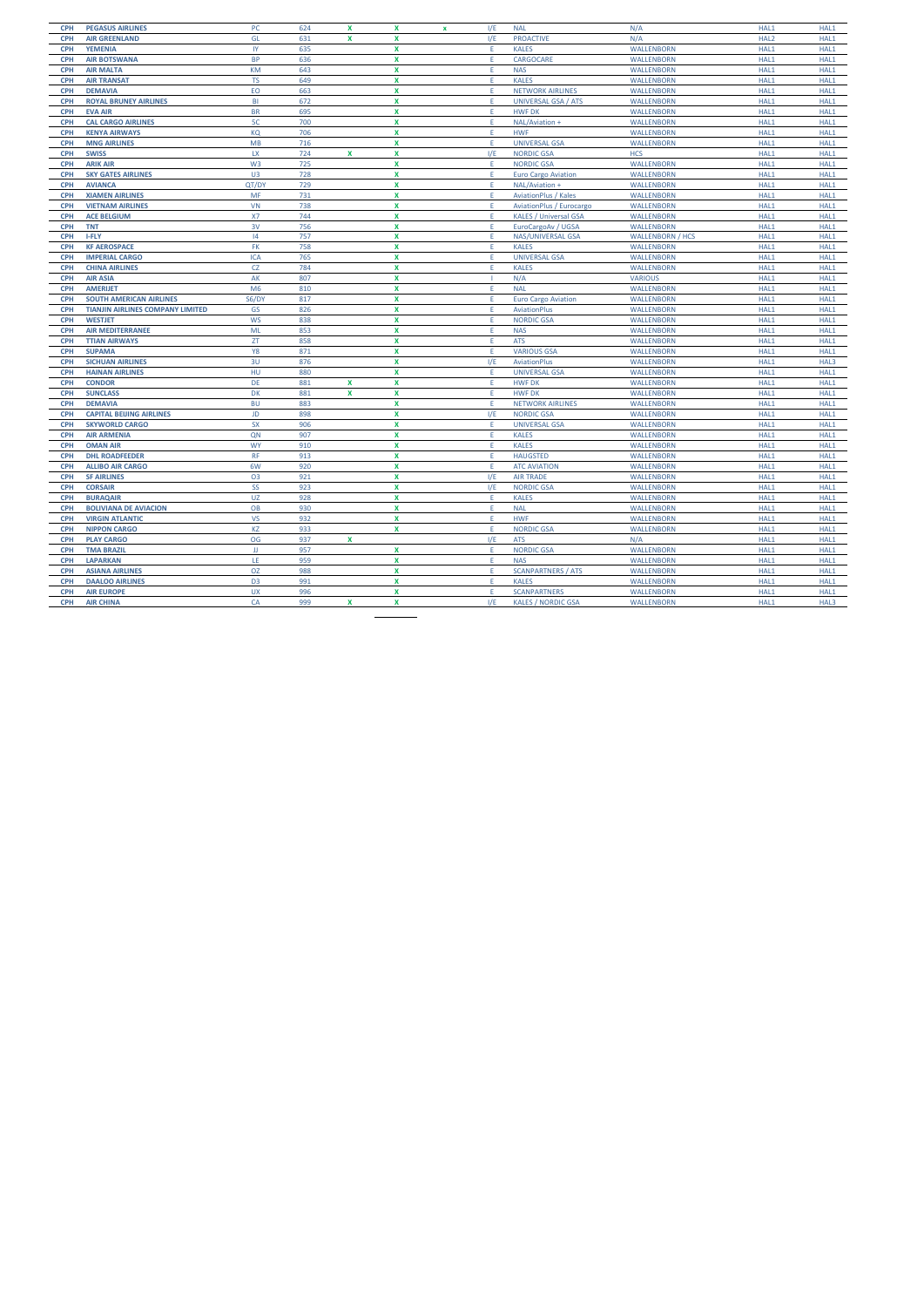| | | | | | | | | | | | |
|---|---|---|---|---|---|---|---|---|---|---|---|
| CPH | PEGASUS AIRLINES | PC | 624 | X | X | x | I/E | NAL | N/A | HAL1 | HAL1 |
| CPH | AIR GREENLAND | GL | 631 | X | X | | I/E | PROACTIVE | N/A | HAL2 | HAL1 |
| CPH | YEMENIA | IY | 635 | | X | | E | KALES | WALLENBORN | HAL1 | HAL1 |
| CPH | AIR BOTSWANA | BP | 636 | | X | | E | CARGOCARE | WALLENBORN | HAL1 | HAL1 |
| CPH | AIR MALTA | KM | 643 | | X | | E | NAS | WALLENBORN | HAL1 | HAL1 |
| CPH | AIR TRANSAT | TS | 649 | | X | | E | KALES | WALLENBORN | HAL1 | HAL1 |
| CPH | DEMAVIA | EO | 663 | | X | | E | NETWORK AIRLINES | WALLENBORN | HAL1 | HAL1 |
| CPH | ROYAL BRUNEY AIRLINES | BI | 672 | | X | | E | UNIVERSAL GSA / ATS | WALLENBORN | HAL1 | HAL1 |
| CPH | EVA AIR | BR | 695 | | X | | E | HWF DK | WALLENBORN | HAL1 | HAL1 |
| CPH | CAL CARGO AIRLINES | 5C | 700 | | X | | E | NAL/Aviation + | WALLENBORN | HAL1 | HAL1 |
| CPH | KENYA AIRWAYS | KQ | 706 | | X | | E | HWF | WALLENBORN | HAL1 | HAL1 |
| CPH | MNG AIRLINES | MB | 716 | | X | | E | UNIVERSAL GSA | WALLENBORN | HAL1 | HAL1 |
| CPH | SWISS | LX | 724 | X | X | | I/E | NORDIC GSA | HCS | HAL1 | HAL1 |
| CPH | ARIK AIR | W3 | 725 | | X | | E | NORDIC GSA | WALLENBORN | HAL1 | HAL1 |
| CPH | SKY GATES AIRLINES | U3 | 728 | | X | | E | Euro Cargo Aviation | WALLENBORN | HAL1 | HAL1 |
| CPH | AVIANCA | QT/DY | 729 | | X | | E | NAL/Aviation + | WALLENBORN | HAL1 | HAL1 |
| CPH | XIAMEN AIRLINES | MF | 731 | | X | | E | AviationPlus / Kales | WALLENBORN | HAL1 | HAL1 |
| CPH | VIETNAM AIRLINES | VN | 738 | | X | | E | AviationPlus / Eurocargo | WALLENBORN | HAL1 | HAL1 |
| CPH | ACE BELGIUM | X7 | 744 | | X | | E | KALES / Universal GSA | WALLENBORN | HAL1 | HAL1 |
| CPH | TNT | 3V | 756 | | X | | E | EuroCargoAv / UGSA | WALLENBORN | HAL1 | HAL1 |
| CPH | I-FLY | I4 | 757 | | X | | E | NAS/UNIVERSAL GSA | WALLENBORN / HCS | HAL1 | HAL1 |
| CPH | KF AEROSPACE | FK | 758 | | X | | E | KALES | WALLENBORN | HAL1 | HAL1 |
| CPH | IMPERIAL CARGO | ICA | 765 | | X | | E | UNIVERSAL GSA | WALLENBORN | HAL1 | HAL1 |
| CPH | CHINA AIRLINES | CZ | 784 | | X | | E | KALES | WALLENBORN | HAL1 | HAL1 |
| CPH | AIR ASIA | AK | 807 | | X | | I | N/A | VARIOUS | HAL1 | HAL1 |
| CPH | AMERIJET | M6 | 810 | | X | | E | NAL | WALLENBORN | HAL1 | HAL1 |
| CPH | SOUTH AMERICAN AIRLINES | S6/DY | 817 | | X | | E | Euro Cargo Aviation | WALLENBORN | HAL1 | HAL1 |
| CPH | TIANJIN AIRLINES COMPANY LIMITED | GS | 826 | | X | | E | AviationPlus | WALLENBORN | HAL1 | HAL1 |
| CPH | WESTJET | WS | 838 | | X | | E | NORDIC GSA | WALLENBORN | HAL1 | HAL1 |
| CPH | AIR MEDITERRANEE | ML | 853 | | X | | E | NAS | WALLENBORN | HAL1 | HAL1 |
| CPH | TTIAN AIRWAYS | ZT | 858 | | X | | E | ATS | WALLENBORN | HAL1 | HAL1 |
| CPH | SUPAMA | Y8 | 871 | | X | | E | VARIOUS GSA | WALLENBORN | HAL1 | HAL1 |
| CPH | SICHUAN AIRLINES | 3U | 876 | | X | | I/E | AviationPlus | WALLENBORN | HAL1 | HAL3 |
| CPH | HAINAN AIRLINES | HU | 880 | | X | | E | UNIVERSAL GSA | WALLENBORN | HAL1 | HAL1 |
| CPH | CONDOR | DE | 881 | X | X | | E | HWF DK | WALLENBORN | HAL1 | HAL1 |
| CPH | SUNCLASS | DK | 881 | X | X | | E | HWF DK | WALLENBORN | HAL1 | HAL1 |
| CPH | DEMAVIA | BU | 883 | | X | | E | NETWORK AIRLINES | WALLENBORN | HAL1 | HAL1 |
| CPH | CAPITAL BEIJING AIRLINES | JD | 898 | | X | | I/E | NORDIC GSA | WALLENBORN | HAL1 | HAL1 |
| CPH | SKYWORLD CARGO | SX | 906 | | X | | E | UNIVERSAL GSA | WALLENBORN | HAL1 | HAL1 |
| CPH | AIR ARMENIA | QN | 907 | | X | | E | KALES | WALLENBORN | HAL1 | HAL1 |
| CPH | OMAN AIR | WY | 910 | | X | | E | KALES | WALLENBORN | HAL1 | HAL1 |
| CPH | DHL ROADFEEDER | RF | 913 | | X | | E | HAUGSTED | WALLENBORN | HAL1 | HAL1 |
| CPH | ALLIBO AIR CARGO | 6W | 920 | | X | | E | ATC AVIATION | WALLENBORN | HAL1 | HAL1 |
| CPH | SF AIRLINES | O3 | 921 | | X | | I/E | AIR TRADE | WALLENBORN | HAL1 | HAL1 |
| CPH | CORSAIR | SS | 923 | | X | | I/E | NORDIC GSA | WALLENBORN | HAL1 | HAL1 |
| CPH | BURAQAIR | UZ | 928 | | X | | E | KALES | WALLENBORN | HAL1 | HAL1 |
| CPH | BOLIVIANA DE AVIACION | OB | 930 | | X | | E | NAL | WALLENBORN | HAL1 | HAL1 |
| CPH | VIRGIN ATLANTIC | VS | 932 | | X | | E | HWF | WALLENBORN | HAL1 | HAL1 |
| CPH | NIPPON CARGO | KZ | 933 | | X | | E | NORDIC GSA | WALLENBORN | HAL1 | HAL1 |
| CPH | PLAY CARGO | OG | 937 | X | | | I/E | ATS | N/A | HAL1 | HAL1 |
| CPH | TMA BRAZIL | JJ | 957 | | X | | E | NORDIC GSA | WALLENBORN | HAL1 | HAL1 |
| CPH | LAPARKAN | LE | 959 | | X | | E | NAS | WALLENBORN | HAL1 | HAL1 |
| CPH | ASIANA AIRLINES | OZ | 988 | | X | | E | SCANPARTNERS / ATS | WALLENBORN | HAL1 | HAL1 |
| CPH | DAALOO AIRLINES | D3 | 991 | | X | | E | KALES | WALLENBORN | HAL1 | HAL1 |
| CPH | AIR EUROPE | UX | 996 | | X | | E | SCANPARTNERS | WALLENBORN | HAL1 | HAL1 |
| CPH | AIR CHINA | CA | 999 | X | X | | I/E | KALES / NORDIC GSA | WALLENBORN | HAL1 | HAL3 |